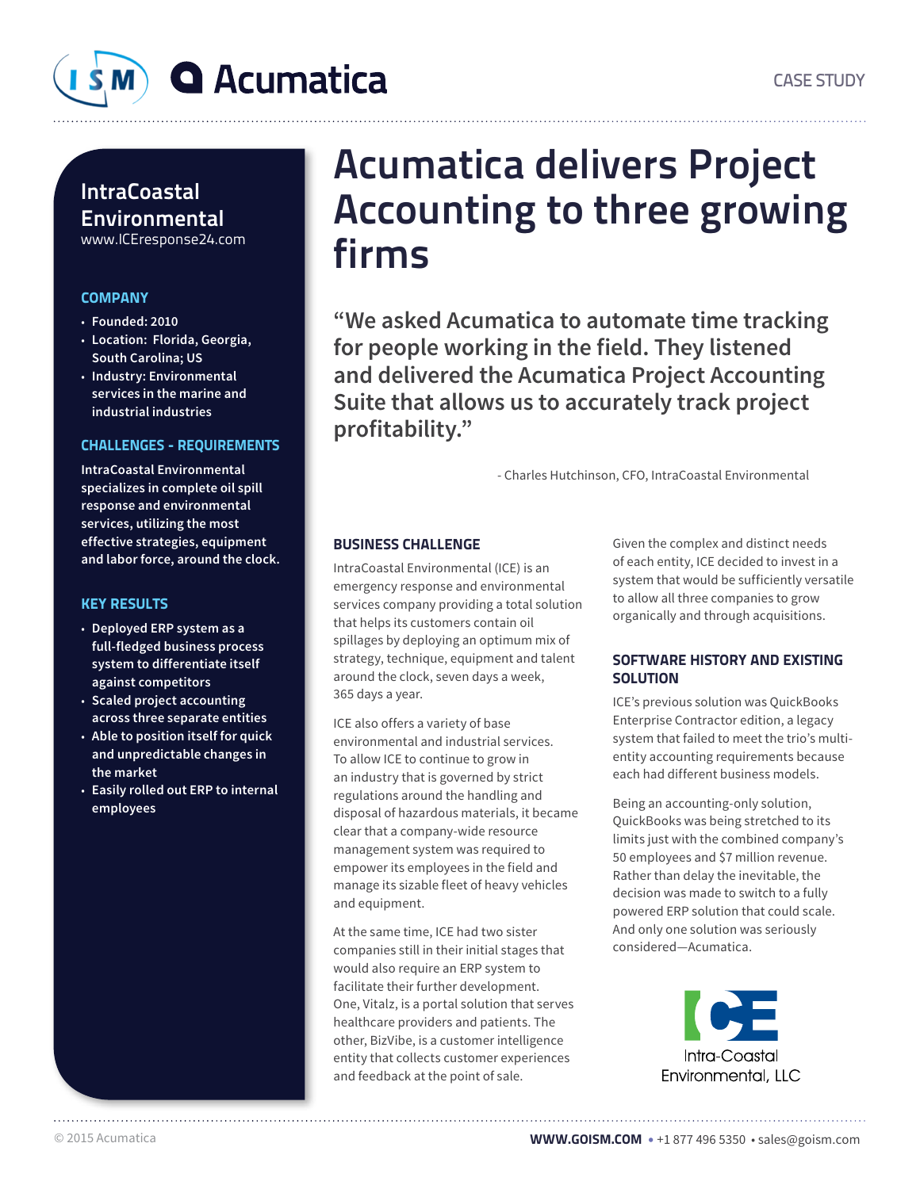CASE STUDY

# Acumatica delivers Project Accounting to three growing firms

## IntraCoastal Environmental

www.ICEresponse24.com

### COMPANY

- Founded: 2010
- Location: Florida, Georgia, South Carolina; US
- Industry: Environmental services in the marine and industrial industries

### CHALLENGES - REQUIREMENTS

IntraCoastal Environmental specializes in complete oil spill response and environmental services, utilizing the most effective strategies, equipment and labor force, around the clock.

### KEY RESULTS

- Deployed ERP system as a full-fledged business process system to differentiate itself against competitors
- Scaled project accounting across three separate entities
- Able to position itself for quick and unpredictable changes in the market
- Easily rolled out ERP to internal employees

> "We asked Acumatica to automate time tracking for people working in the field. They listened and delivered the Acumatica Project Accounting Suite that allows us to accurately track project profitability."
>
> \- Charles Hutchinson, CFO, IntraCoastal Environmental

### BUSINESS CHALLENGE

IntraCoastal Environmental (ICE) is an emergency response and environmental services company providing a total solution that helps its customers contain oil spillages by deploying an optimum mix of strategy, technique, equipment and talent around the clock, seven days a week, 365 days a year.

ICE also offers a variety of base environmental and industrial services. To allow ICE to continue to grow in an industry that is governed by strict regulations around the handling and disposal of hazardous materials, it became clear that a company-wide resource management system was required to empower its employees in the field and manage its sizable fleet of heavy vehicles and equipment.

At the same time, ICE had two sister companies still in their initial stages that would also require an ERP system to facilitate their further development. One, Vitalz, is a portal solution that serves healthcare providers and patients. The other, BizVibe, is a customer intelligence entity that collects customer experiences and feedback at the point of sale.

Given the complex and distinct needs of each entity, ICE decided to invest in a system that would be sufficiently versatile to allow all three companies to grow organically and through acquisitions.

### SOFTWARE HISTORY AND EXISTING SOLUTION

ICE's previous solution was QuickBooks Enterprise Contractor edition, a legacy system that failed to meet the trio's multi-entity accounting requirements because each had different business models.

Being an accounting-only solution, QuickBooks was being stretched to its limits just with the combined company's 50 employees and $7 million revenue. Rather than delay the inevitable, the decision was made to switch to a fully powered ERP solution that could scale. And only one solution was seriously considered—Acumatica.

Intra-Coastal Environmental, LLC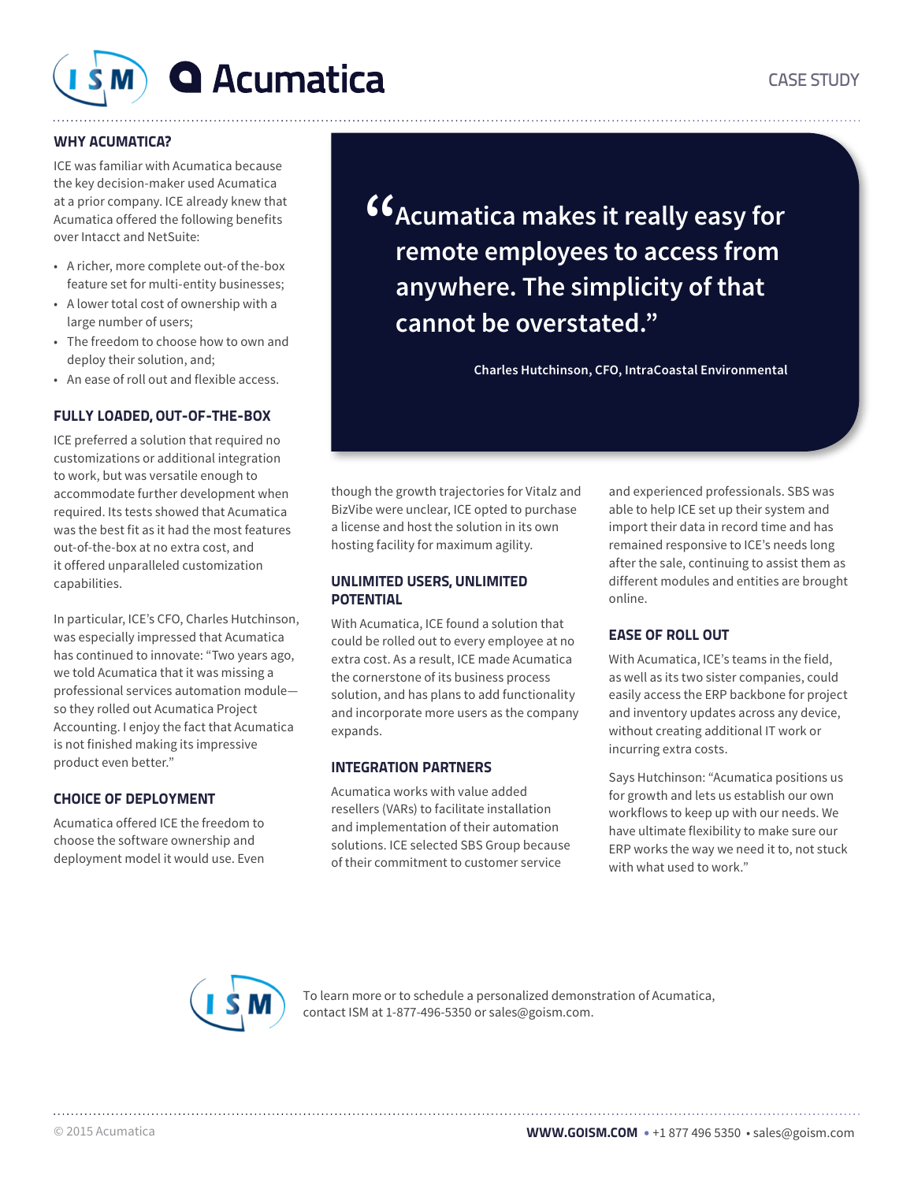CASE STUDY

## WHY ACUMATICA?

ICE was familiar with Acumatica because the key decision-maker used Acumatica at a prior company. ICE already knew that Acumatica offered the following benefits over Intacct and NetSuite:

- A richer, more complete out-of the-box feature set for multi-entity businesses;
- A lower total cost of ownership with a large number of users;
- The freedom to choose how to own and deploy their solution, and;
- An ease of roll out and flexible access.

## FULLY LOADED, OUT-OF-THE-BOX

ICE preferred a solution that required no customizations or additional integration to work, but was versatile enough to accommodate further development when required. Its tests showed that Acumatica was the best fit as it had the most features out-of-the-box at no extra cost, and it offered unparalleled customization capabilities.

In particular, ICE's CFO, Charles Hutchinson, was especially impressed that Acumatica has continued to innovate: "Two years ago, we told Acumatica that it was missing a professional services automation module—so they rolled out Acumatica Project Accounting. I enjoy the fact that Acumatica is not finished making its impressive product even better."

## CHOICE OF DEPLOYMENT

Acumatica offered ICE the freedom to choose the software ownership and deployment model it would use. Even though the growth trajectories for Vitalz and BizVibe were unclear, ICE opted to purchase a license and host the solution in its own hosting facility for maximum agility.

> "Acumatica makes it really easy for remote employees to access from anywhere. The simplicity of that cannot be overstated."
>
> **Charles Hutchinson, CFO, IntraCoastal Environmental**

## UNLIMITED USERS, UNLIMITED POTENTIAL

With Acumatica, ICE found a solution that could be rolled out to every employee at no extra cost. As a result, ICE made Acumatica the cornerstone of its business process solution, and has plans to add functionality and incorporate more users as the company expands.

## INTEGRATION PARTNERS

Acumatica works with value added resellers (VARs) to facilitate installation and implementation of their automation solutions. ICE selected SBS Group because of their commitment to customer service and experienced professionals. SBS was able to help ICE set up their system and import their data in record time and has remained responsive to ICE's needs long after the sale, continuing to assist them as different modules and entities are brought online.

## EASE OF ROLL OUT

With Acumatica, ICE's teams in the field, as well as its two sister companies, could easily access the ERP backbone for project and inventory updates across any device, without creating additional IT work or incurring extra costs.

Says Hutchinson: "Acumatica positions us for growth and lets us establish our own workflows to keep up with our needs. We have ultimate flexibility to make sure our ERP works the way we need it to, not stuck with what used to work."

To learn more or to schedule a personalized demonstration of Acumatica, contact ISM at 1-877-496-5350 or sales@goism.com.

© 2015 Acumatica

**WWW.GOISM.COM** • +1 877 496 5350 • sales@goism.com